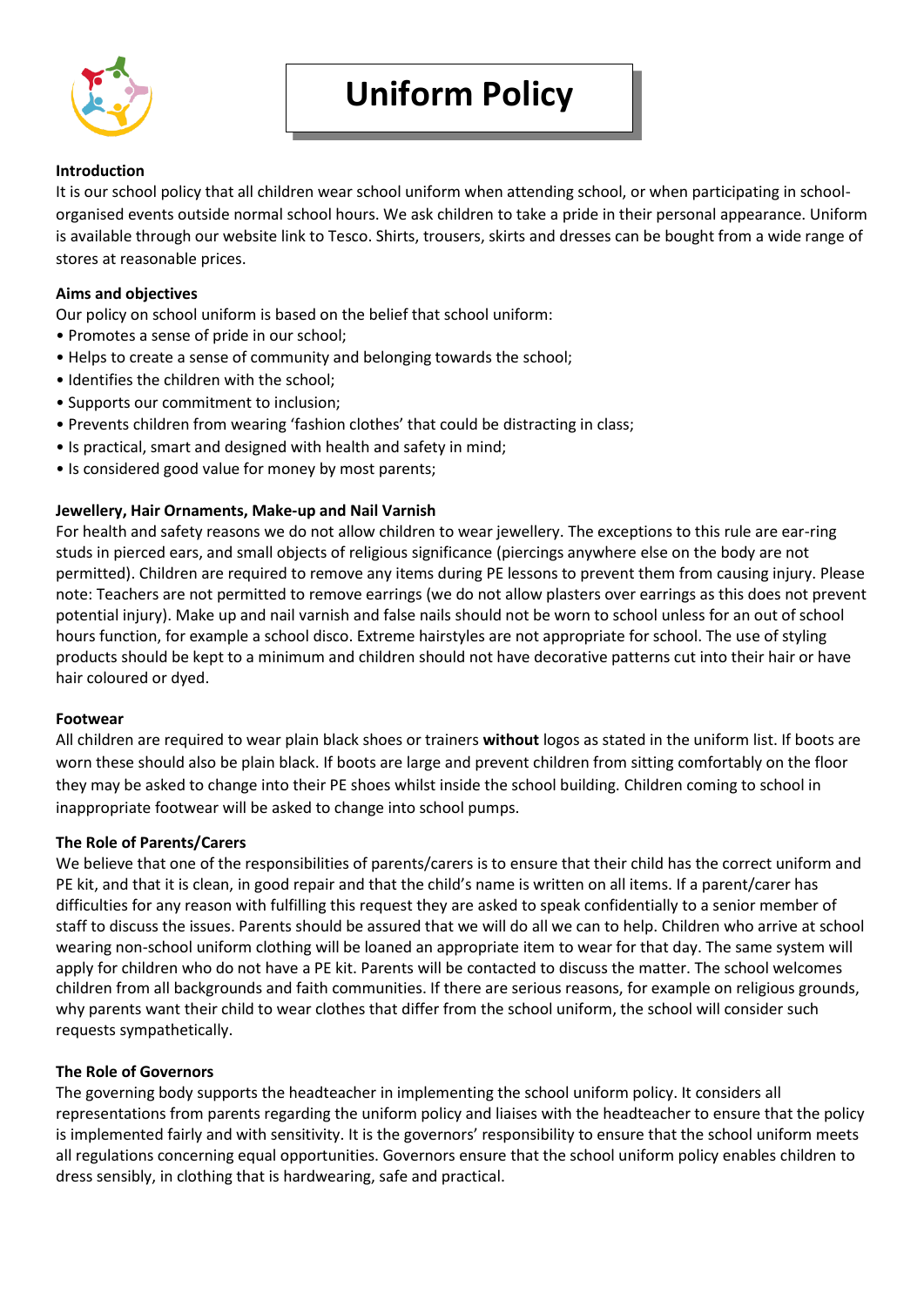# Uniform Policy

**Introduction**

It is our school policy that all children wear school uniform when attending school, or when participating in school-organised events outside normal school hours. We ask children to take a pride in their personal appearance. Uniform is available through our website link to Tesco. Shirts, trousers, skirts and dresses can be bought from a wide range of stores at reasonable prices.

**Aims and objectives**

Our policy on school uniform is based on the belief that school uniform:

- Promotes a sense of pride in our school;
- Helps to create a sense of community and belonging towards the school;
- Identifies the children with the school;
- Supports our commitment to inclusion;
- Prevents children from wearing 'fashion clothes' that could be distracting in class;
- Is practical, smart and designed with health and safety in mind;
- Is considered good value for money by most parents;

**Jewellery, Hair Ornaments, Make-up and Nail Varnish**

For health and safety reasons we do not allow children to wear jewellery. The exceptions to this rule are ear-ring studs in pierced ears, and small objects of religious significance (piercings anywhere else on the body are not permitted). Children are required to remove any items during PE lessons to prevent them from causing injury. Please note: Teachers are not permitted to remove earrings (we do not allow plasters over earrings as this does not prevent potential injury). Make up and nail varnish and false nails should not be worn to school unless for an out of school hours function, for example a school disco. Extreme hairstyles are not appropriate for school. The use of styling products should be kept to a minimum and children should not have decorative patterns cut into their hair or have hair coloured or dyed.

**Footwear**

All children are required to wear plain black shoes or trainers **without** logos as stated in the uniform list. If boots are worn these should also be plain black. If boots are large and prevent children from sitting comfortably on the floor they may be asked to change into their PE shoes whilst inside the school building. Children coming to school in inappropriate footwear will be asked to change into school pumps.

**The Role of Parents/Carers**

We believe that one of the responsibilities of parents/carers is to ensure that their child has the correct uniform and PE kit, and that it is clean, in good repair and that the child's name is written on all items. If a parent/carer has difficulties for any reason with fulfilling this request they are asked to speak confidentially to a senior member of staff to discuss the issues. Parents should be assured that we will do all we can to help. Children who arrive at school wearing non-school uniform clothing will be loaned an appropriate item to wear for that day. The same system will apply for children who do not have a PE kit. Parents will be contacted to discuss the matter. The school welcomes children from all backgrounds and faith communities. If there are serious reasons, for example on religious grounds, why parents want their child to wear clothes that differ from the school uniform, the school will consider such requests sympathetically.

**The Role of Governors**

The governing body supports the headteacher in implementing the school uniform policy. It considers all representations from parents regarding the uniform policy and liaises with the headteacher to ensure that the policy is implemented fairly and with sensitivity. It is the governors' responsibility to ensure that the school uniform meets all regulations concerning equal opportunities. Governors ensure that the school uniform policy enables children to dress sensibly, in clothing that is hardwearing, safe and practical.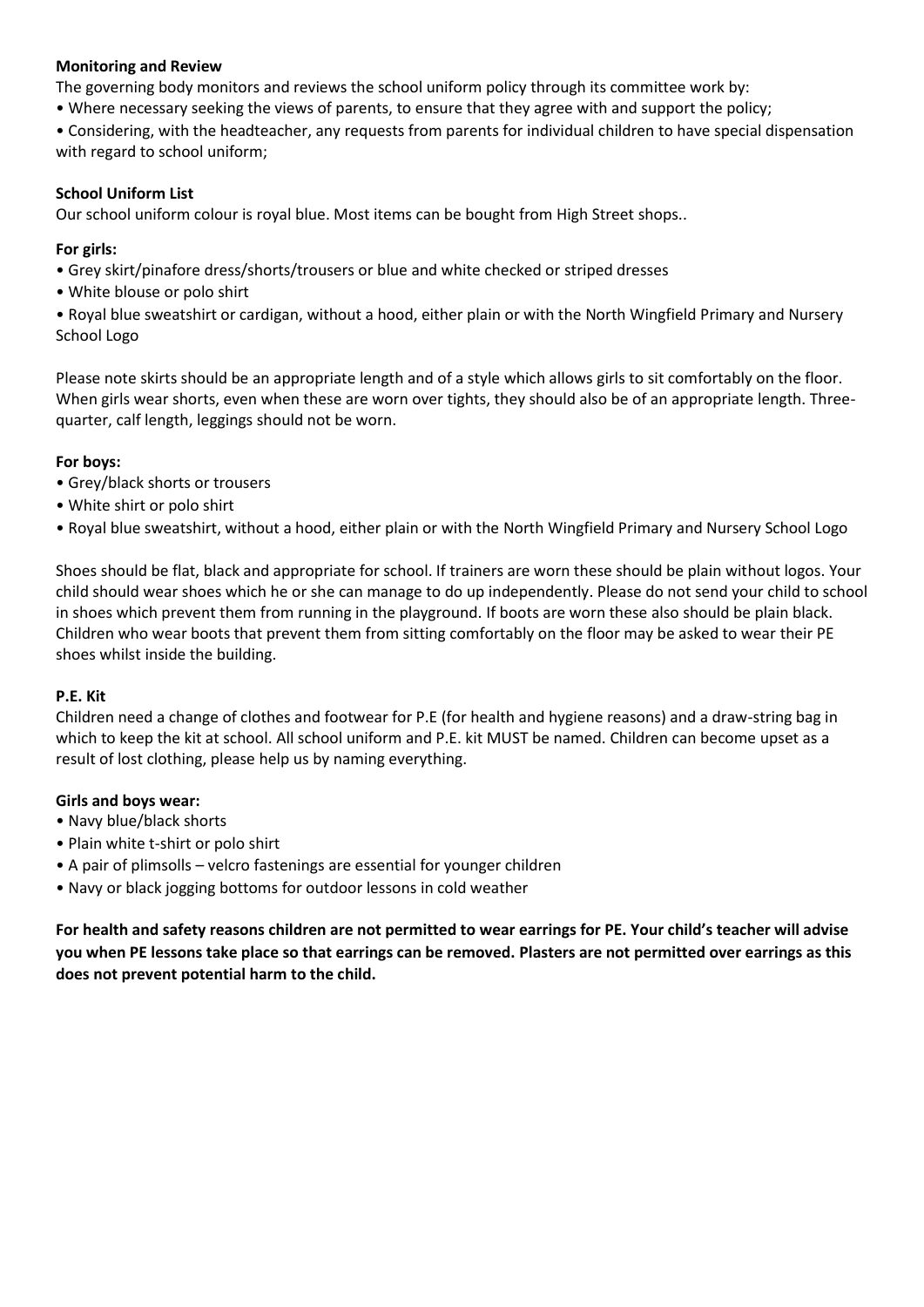**Monitoring and Review**

The governing body monitors and reviews the school uniform policy through its committee work by:

- Where necessary seeking the views of parents, to ensure that they agree with and support the policy;
- Considering, with the headteacher, any requests from parents for individual children to have special dispensation with regard to school uniform;

**School Uniform List**

Our school uniform colour is royal blue. Most items can be bought from High Street shops..

**For girls:**

- Grey skirt/pinafore dress/shorts/trousers or blue and white checked or striped dresses
- White blouse or polo shirt
- Royal blue sweatshirt or cardigan, without a hood, either plain or with the North Wingfield Primary and Nursery School Logo

Please note skirts should be an appropriate length and of a style which allows girls to sit comfortably on the floor. When girls wear shorts, even when these are worn over tights, they should also be of an appropriate length. Three-quarter, calf length, leggings should not be worn.

**For boys:**

- Grey/black shorts or trousers
- White shirt or polo shirt
- Royal blue sweatshirt, without a hood, either plain or with the North Wingfield Primary and Nursery School Logo

Shoes should be flat, black and appropriate for school. If trainers are worn these should be plain without logos. Your child should wear shoes which he or she can manage to do up independently. Please do not send your child to school in shoes which prevent them from running in the playground. If boots are worn these also should be plain black. Children who wear boots that prevent them from sitting comfortably on the floor may be asked to wear their PE shoes whilst inside the building.

**P.E. Kit**

Children need a change of clothes and footwear for P.E (for health and hygiene reasons) and a draw-string bag in which to keep the kit at school. All school uniform and P.E. kit MUST be named. Children can become upset as a result of lost clothing, please help us by naming everything.

**Girls and boys wear:**

- Navy blue/black shorts
- Plain white t-shirt or polo shirt
- A pair of plimsolls – velcro fastenings are essential for younger children
- Navy or black jogging bottoms for outdoor lessons in cold weather

**For health and safety reasons children are not permitted to wear earrings for PE. Your child's teacher will advise you when PE lessons take place so that earrings can be removed. Plasters are not permitted over earrings as this does not prevent potential harm to the child.**